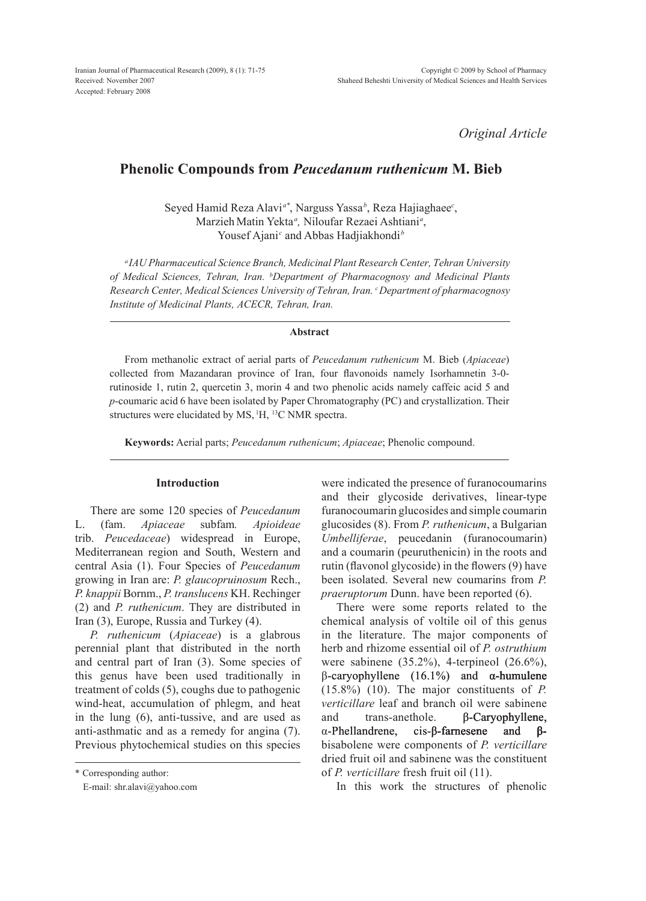Received: November 2007
Accepted: February 2008

*Original Article*

# Phenolic Compounds from *Peucedanum ruthenicum* M. Bieb

Seyed Hamid Reza Alavi[a*], Narguss Yassa[b], Reza Hajiaghaee[c], Marzieh Matin Yekta[a], Niloufar Rezaei Ashtiani[a], Yousef Ajani[c] and Abbas Hadjiakhondi[b]

*[a]IAU Pharmaceutical Science Branch, Medicinal Plant Research Center, Tehran University of Medical Sciences, Tehran, Iran. [b]Department of Pharmacognosy and Medicinal Plants Research Center, Medical Sciences University of Tehran, Iran. [c]Department of pharmacognosy Institute of Medicinal Plants, ACECR, Tehran, Iran.*

### Abstract

From methanolic extract of aerial parts of *Peucedanum ruthenicum* M. Bieb (*Apiaceae*) collected from Mazandaran province of Iran, four flavonoids namely Isorhamnetin 3-0-rutinoside 1, rutin 2, quercetin 3, morin 4 and two phenolic acids namely caffeic acid 5 and *p*-coumaric acid 6 have been isolated by Paper Chromatography (PC) and crystallization. Their structures were elucidated by MS, $^{1}H$, $^{13}C$ NMR spectra.

**Keywords:** Aerial parts; *Peucedanum ruthenicum*; *Apiaceae*; Phenolic compound.

## Introduction

There are some 120 species of *Peucedanum* L. (fam. *Apiaceae* subfam*. Apioideae* trib. *Peucedaceae*) widespread in Europe, Mediterranean region and South, Western and central Asia (1). Four Species of *Peucedanum* growing in Iran are: *P. glaucopruinosum* Rech., *P. knappii* Bornm., *P. translucens* KH. Rechinger (2) and *P. ruthenicum*. They are distributed in Iran (3), Europe, Russia and Turkey (4).

*P. ruthenicum* (*Apiaceae*) is a glabrous perennial plant that distributed in the north and central part of Iran (3). Some species of this genus have been used traditionally in treatment of colds (5), coughs due to pathogenic wind-heat, accumulation of phlegm, and heat in the lung (6), anti-tussive, and are used as anti-asthmatic and as a remedy for angina (7). Previous phytochemical studies on this species were indicated the presence of furanocoumarins and their glycoside derivatives, linear-type furanocoumarin glucosides and simple coumarin glucosides (8). From *P. ruthenicum*, a Bulgarian *Umbelliferae*, peucedanin (furanocoumarin) and a coumarin (peuruthenicin) in the roots and rutin (flavonol glycoside) in the flowers (9) have been isolated. Several new coumarins from *P. praeruptorum* Dunn. have been reported (6).

There were some reports related to the chemical analysis of voltile oil of this genus in the literature. The major components of herb and rhizome essential oil of *P. ostruthium* were sabinene (35.2%), 4-terpineol (26.6%), β-caryophyllene (16.1%) and α-humulene (15.8%) (10). The major constituents of *P. verticillare* leaf and branch oil were sabinene and trans-anethole. β-Caryophyllene, α-Phellandrene, cis-β-farnesene and β-bisabolene were components of *P. verticillare* dried fruit oil and sabinene was the constituent of *P. verticillare* fresh fruit oil (11).

In this work the structures of phenolic

\* Corresponding author:
E-mail: shr.alavi@yahoo.com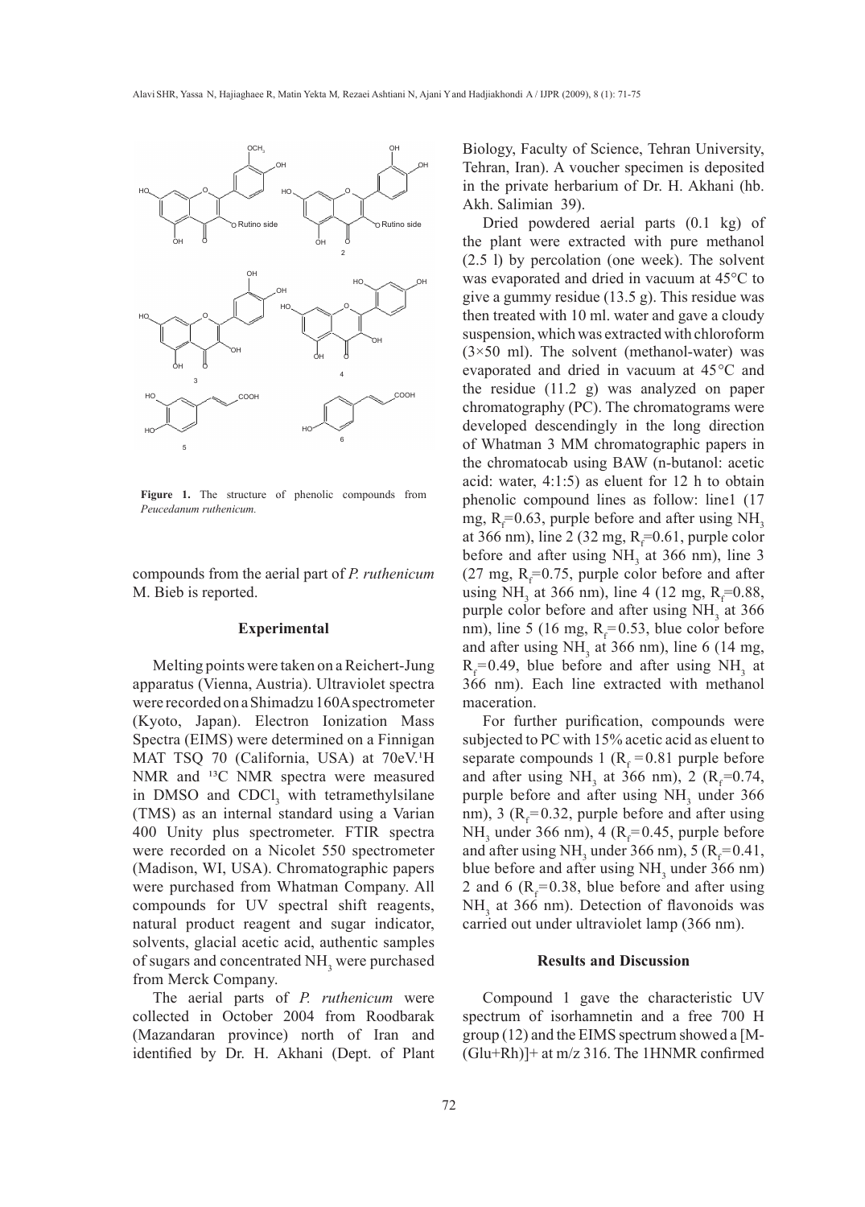**Figure 1.** The structure of phenolic compounds from *Peucedanum ruthenicum.*

compounds from the aerial part of *P. ruthenicum* M. Bieb is reported.

## Experimental

Melting points were taken on a Reichert-Jung apparatus (Vienna, Austria). Ultraviolet spectra were recorded on a Shimadzu 160A spectrometer (Kyoto, Japan). Electron Ionization Mass Spectra (EIMS) were determined on a Finnigan MAT TSQ 70 (California, USA) at 70eV. $^1$H NMR and $^{13}$C NMR spectra were measured in DMSO and $CDCl_3$ with tetramethylsilane (TMS) as an internal standard using a Varian 400 Unity plus spectrometer. FTIR spectra were recorded on a Nicolet 550 spectrometer (Madison, WI, USA). Chromatographic papers were purchased from Whatman Company. All compounds for UV spectral shift reagents, natural product reagent and sugar indicator, solvents, glacial acetic acid, authentic samples of sugars and concentrated $NH_3$ were purchased from Merck Company.

The aerial parts of *P. ruthenicum* were collected in October 2004 from Roodbarak (Mazandaran province) north of Iran and identified by Dr. H. Akhani (Dept. of Plant Biology, Faculty of Science, Tehran University, Tehran, Iran). A voucher specimen is deposited in the private herbarium of Dr. H. Akhani (hb. Akh. Salimian 39).

Dried powdered aerial parts (0.1 kg) of the plant were extracted with pure methanol (2.5 l) by percolation (one week). The solvent was evaporated and dried in vacuum at 45°C to give a gummy residue (13.5 g). This residue was then treated with 10 ml. water and gave a cloudy suspension, which was extracted with chloroform (3×50 ml). The solvent (methanol-water) was evaporated and dried in vacuum at 45°C and the residue (11.2 g) was analyzed on paper chromatography (PC). The chromatograms were developed descendingly in the long direction of Whatman 3 MM chromatographic papers in the chromatocab using BAW (n-butanol: acetic acid: water, 4:1:5) as eluent for 12 h to obtain phenolic compound lines as follow: line1 (17 mg, $R_f$=0.63, purple before and after using $NH_3$ at 366 nm), line 2 (32 mg, $R_f$=0.61, purple color before and after using $NH_3$ at 366 nm), line 3 (27 mg, $R_f$=0.75, purple color before and after using $NH_3$ at 366 nm), line 4 (12 mg, $R_f$=0.88, purple color before and after using $NH_3$ at 366 nm), line 5 (16 mg, $R_f$=0.53, blue color before and after using $NH_3$ at 366 nm), line 6 (14 mg, $R_f$=0.49, blue before and after using $NH_3$ at 366 nm). Each line extracted with methanol maceration.

For further purification, compounds were subjected to PC with 15% acetic acid as eluent to separate compounds 1 ($R_f$ = 0.81 purple before and after using $NH_3$ at 366 nm), 2 ($R_f$=0.74, purple before and after using $NH_3$ under 366 nm), 3 ($R_f$=0.32, purple before and after using $NH_3$ under 366 nm), 4 ($R_f$=0.45, purple before and after using $NH_3$ under 366 nm), 5 ($R_f$=0.41, blue before and after using $NH_3$ under 366 nm) 2 and 6 ($R_f$=0.38, blue before and after using $NH_3$ at 366 nm). Detection of flavonoids was carried out under ultraviolet lamp (366 nm).

## Results and Discussion

Compound 1 gave the characteristic UV spectrum of isorhamnetin and a free 700 H group (12) and the EIMS spectrum showed a [M-(Glu+Rh)]+ at m/z 316. The 1HNMR confirmed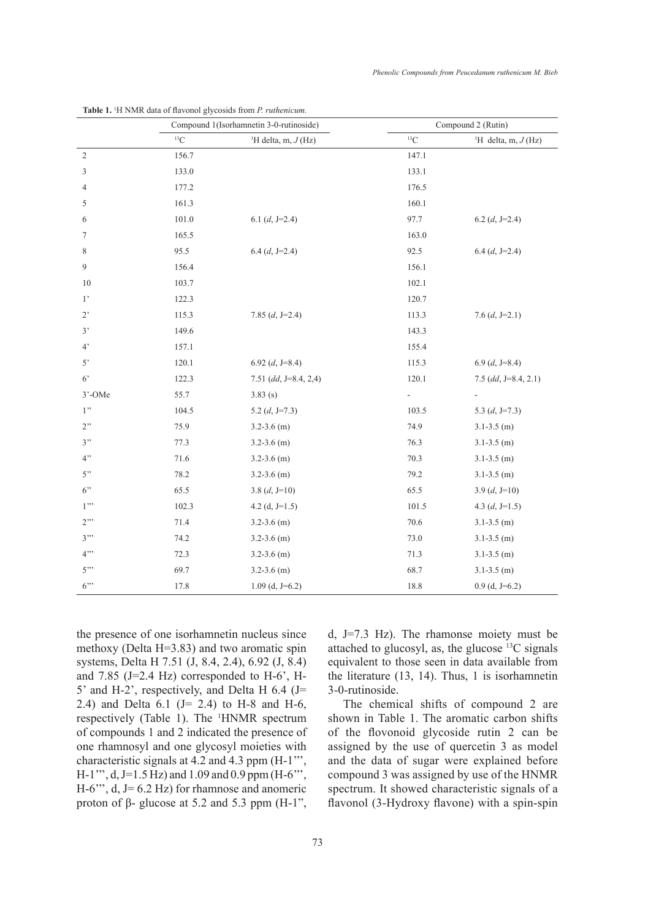**Table 1.** [1]H NMR data of flavonol glycosides from *P. ruthenicum.*

| | Compound 1(Isorhamnetin 3-0-rutinoside) | | Compound 2 (Rutin) | |
|---|---|---|---|---|
| | $^{13}$C | $^{1}$H delta, m, *J* (Hz) | $^{13}$C | $^{1}$H delta, m, *J* (Hz) |
| 2 | 156.7 | | 147.1 | |
| 3 | 133.0 | | 133.1 | |
| 4 | 177.2 | | 176.5 | |
| 5 | 161.3 | | 160.1 | |
| 6 | 101.0 | 6.1 (*d*, J=2.4) | 97.7 | 6.2 (*d*, J=2.4) |
| 7 | 165.5 | | 163.0 | |
| 8 | 95.5 | 6.4 (*d*, J=2.4) | 92.5 | 6.4 (*d*, J=2.4) |
| 9 | 156.4 | | 156.1 | |
| 10 | 103.7 | | 102.1 | |
| 1' | 122.3 | | 120.7 | |
| 2' | 115.3 | 7.85 (*d*, J=2.4) | 113.3 | 7.6 (*d*, J=2.1) |
| 3' | 149.6 | | 143.3 | |
| 4' | 157.1 | | 155.4 | |
| 5' | 120.1 | 6.92 (*d*, J=8.4) | 115.3 | 6.9 (*d*, J=8.4) |
| 6' | 122.3 | 7.51 (*dd*, J=8.4, 2,4) | 120.1 | 7.5 (*dd*, J=8.4, 2.1) |
| 3'-OMe | 55.7 | 3.83 (s) | - | - |
| 1" | 104.5 | 5.2 (*d*, J=7.3) | 103.5 | 5.3 (*d*, J=7.3) |
| 2" | 75.9 | 3.2-3.6 (m) | 74.9 | 3.1-3.5 (m) |
| 3" | 77.3 | 3.2-3.6 (m) | 76.3 | 3.1-3.5 (m) |
| 4" | 71.6 | 3.2-3.6 (m) | 70.3 | 3.1-3.5 (m) |
| 5" | 78.2 | 3.2-3.6 (m) | 79.2 | 3.1-3.5 (m) |
| 6" | 65.5 | 3.8 (*d*, J=10) | 65.5 | 3.9 (*d*, J=10) |
| 1"' | 102.3 | 4.2 (d, J=1.5) | 101.5 | 4.3 (*d*, J=1.5) |
| 2"' | 71.4 | 3.2-3.6 (m) | 70.6 | 3.1-3.5 (m) |
| 3"' | 74.2 | 3.2-3.6 (m) | 73.0 | 3.1-3.5 (m) |
| 4"' | 72.3 | 3.2-3.6 (m) | 71.3 | 3.1-3.5 (m) |
| 5"' | 69.7 | 3.2-3.6 (m) | 68.7 | 3.1-3.5 (m) |
| 6"' | 17.8 | 1.09 (d, J=6.2) | 18.8 | 0.9 (d, J=6.2) |

the presence of one isorhamnetin nucleus since methoxy (Delta H=3.83) and two aromatic spin systems, Delta H 7.51 (J, 8.4, 2.4), 6.92 (J, 8.4) and 7.85 (J=2.4 Hz) corresponded to H-6', H-5' and H-2', respectively, and Delta H 6.4 (J= 2.4) and Delta 6.1 (J= 2.4) to H-8 and H-6, respectively (Table 1). The [1]HNMR spectrum of compounds 1 and 2 indicated the presence of one rhamnosyl and one glycosyl moieties with characteristic signals at 4.2 and 4.3 ppm (H-1"', H-1"', d, J=1.5 Hz) and 1.09 and 0.9 ppm (H-6"', H-6"', d, J= 6.2 Hz) for rhamnose and anomeric proton of β- glucose at 5.2 and 5.3 ppm (H-1", d, J=7.3 Hz). The rhamonse moiety must be attached to glucosyl, as, the glucose $^{13}$C signals equivalent to those seen in data available from the literature (13, 14). Thus, 1 is isorhamnetin 3-0-rutinoside.

The chemical shifts of compound 2 are shown in Table 1. The aromatic carbon shifts of the flovonoid glycoside rutin 2 can be assigned by the use of quercetin 3 as model and the data of sugar were explained before compound 3 was assigned by use of the HNMR spectrum. It showed characteristic signals of a flavonol (3-Hydroxy flavone) with a spin-spin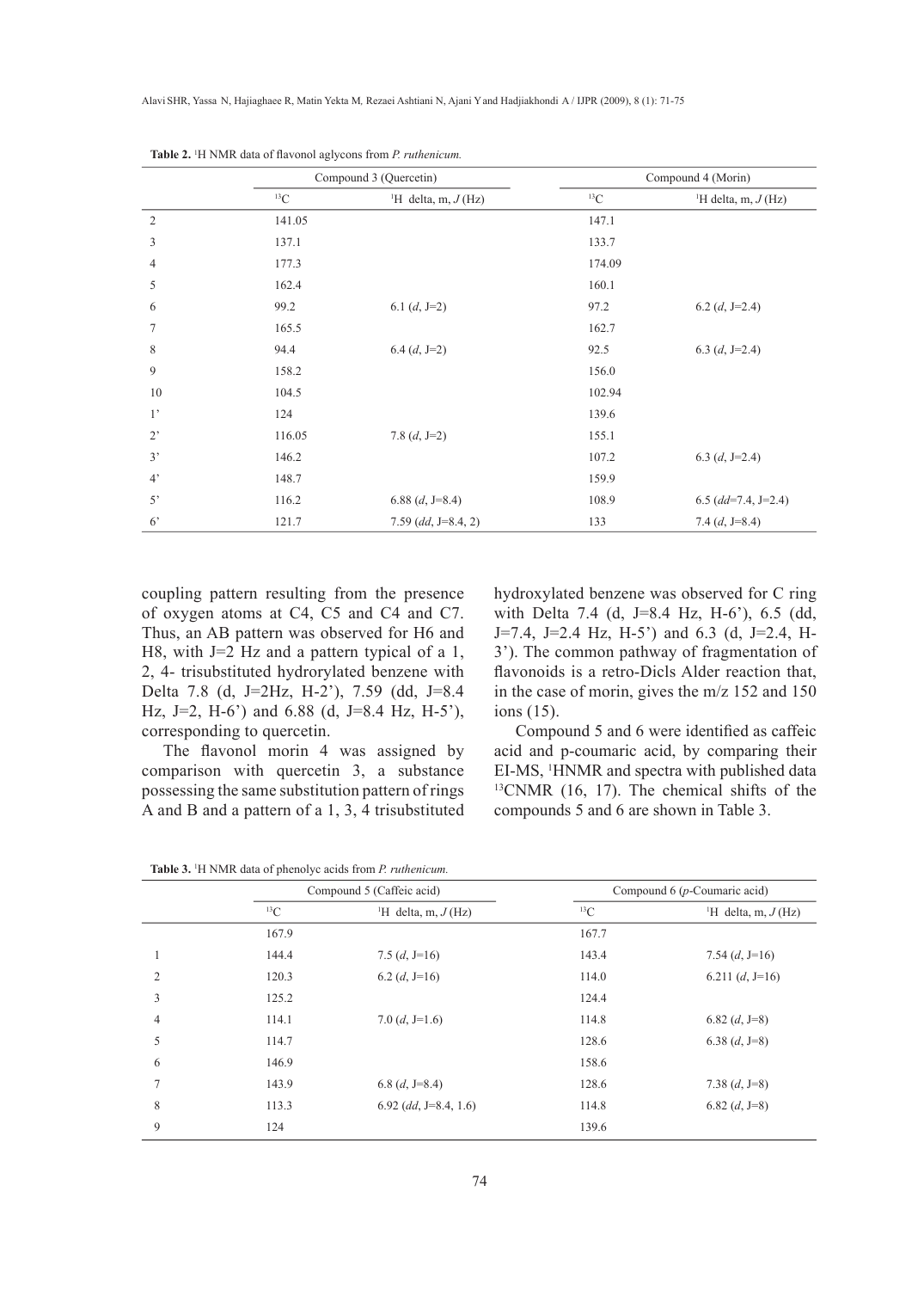**Table 2.** $^{1}H$ NMR data of flavonol aglycons from *P. ruthenicum.*

| | Compound 3 (Quercetin) | | Compound 4 (Morin) | |
|---|---|---|---|---|
| | $^{13}C$ | $^{1}H$ delta, m, *J* (Hz) | $^{13}C$ | $^{1}H$ delta, m, *J* (Hz) |
| 2 | 141.05 | | 147.1 | |
| 3 | 137.1 | | 133.7 | |
| 4 | 177.3 | | 174.09 | |
| 5 | 162.4 | | 160.1 | |
| 6 | 99.2 | 6.1 (*d*, J=2) | 97.2 | 6.2 (*d*, J=2.4) |
| 7 | 165.5 | | 162.7 | |
| 8 | 94.4 | 6.4 (*d*, J=2) | 92.5 | 6.3 (*d*, J=2.4) |
| 9 | 158.2 | | 156.0 | |
| 10 | 104.5 | | 102.94 | |
| 1' | 124 | | 139.6 | |
| 2' | 116.05 | 7.8 (*d*, J=2) | 155.1 | |
| 3' | 146.2 | | 107.2 | 6.3 (*d*, J=2.4) |
| 4' | 148.7 | | 159.9 | |
| 5' | 116.2 | 6.88 (*d*, J=8.4) | 108.9 | 6.5 (*dd*=7.4, J=2.4) |
| 6' | 121.7 | 7.59 (*dd*, J=8.4, 2) | 133 | 7.4 (*d*, J=8.4) |

coupling pattern resulting from the presence of oxygen atoms at C4, C5 and C4 and C7. Thus, an AB pattern was observed for H6 and H8, with J=2 Hz and a pattern typical of a 1, 2, 4- trisubstituted hydrorylated benzene with Delta 7.8 (d, J=2Hz, H-2'), 7.59 (dd, J=8.4 Hz, J=2, H-6') and 6.88 (d, J=8.4 Hz, H-5'), corresponding to quercetin.

The flavonol morin 4 was assigned by comparison with quercetin 3, a substance possessing the same substitution pattern of rings A and B and a pattern of a 1, 3, 4 trisubstituted hydroxylated benzene was observed for C ring with Delta 7.4 (d, J=8.4 Hz, H-6'), 6.5 (dd, J=7.4, J=2.4 Hz, H-5') and 6.3 (d, J=2.4, H-3'). The common pathway of fragmentation of flavonoids is a retro-Diels Alder reaction that, in the case of morin, gives the m/z 152 and 150 ions (15).

Compound 5 and 6 were identified as caffeic acid and p-coumaric acid, by comparing their EI-MS, $^{1}$HNMR and spectra with published data $^{13}$CNMR (16, 17). The chemical shifts of the compounds 5 and 6 are shown in Table 3.

**Table 3.** $^{1}H$ NMR data of phenolyc acids from *P. ruthenicum.*

| | Compound 5 (Caffeic acid) | | Compound 6 (*p*-Coumaric acid) | |
|---|---|---|---|---|
| | $^{13}C$ | $^{1}H$ delta, m, *J* (Hz) | $^{13}C$ | $^{1}H$ delta, m, *J* (Hz) |
| | 167.9 | | 167.7 | |
| 1 | 144.4 | 7.5 (*d*, J=16) | 143.4 | 7.54 (*d*, J=16) |
| 2 | 120.3 | 6.2 (*d*, J=16) | 114.0 | 6.211 (*d*, J=16) |
| 3 | 125.2 | | 124.4 | |
| 4 | 114.1 | 7.0 (*d*, J=1.6) | 114.8 | 6.82 (*d*, J=8) |
| 5 | 114.7 | | 128.6 | 6.38 (*d*, J=8) |
| 6 | 146.9 | | 158.6 | |
| 7 | 143.9 | 6.8 (*d*, J=8.4) | 128.6 | 7.38 (*d*, J=8) |
| 8 | 113.3 | 6.92 (*dd*, J=8.4, 1.6) | 114.8 | 6.82 (*d*, J=8) |
| 9 | 124 | | 139.6 | |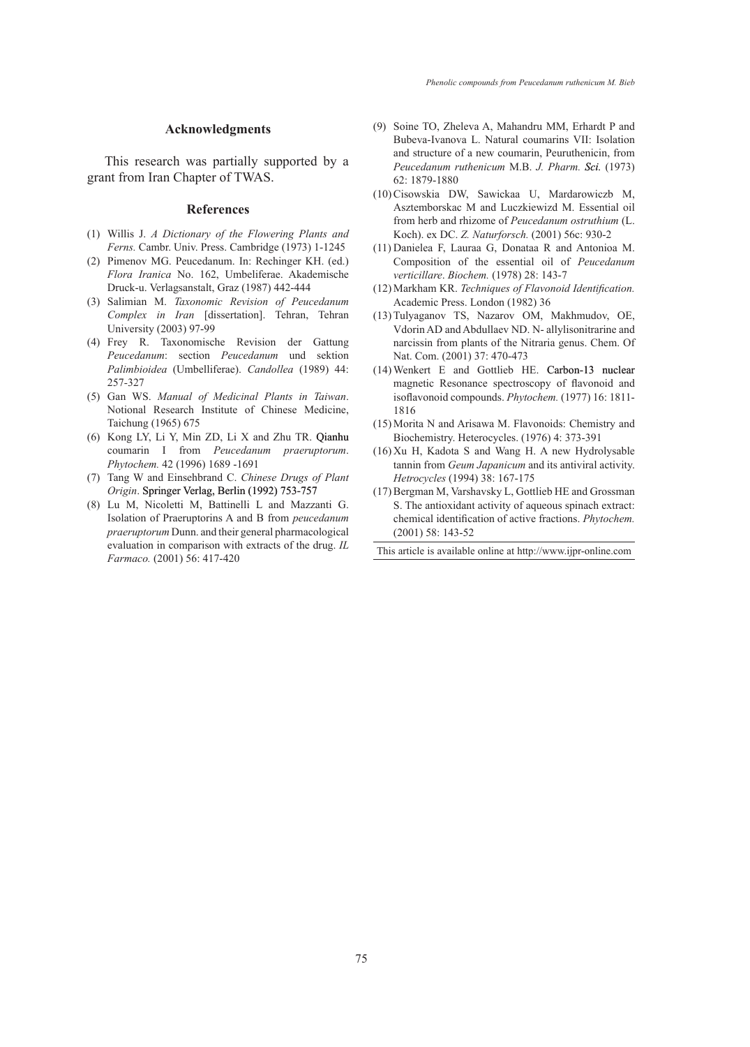## Acknowledgments

This research was partially supported by a grant from Iran Chapter of TWAS.

## References

(1) Willis J. *A Dictionary of the Flowering Plants and Ferns.* Cambr. Univ. Press. Cambridge (1973) 1-1245

(2) Pimenov MG. Peucedanum. In: Rechinger KH. (ed.) *Flora Iranica* No. 162, Umbeliferae. Akademische Druck-u. Verlagsanstalt, Graz (1987) 442-444

(3) Salimian M. *Taxonomic Revision of Peucedanum Complex in Iran* [dissertation]. Tehran, Tehran University (2003) 97-99

(4) Frey R. Taxonomische Revision der Gattung *Peucedanum*: section *Peucedanum* und sektion *Palimbioidea* (Umbelliferae). *Candollea* (1989) 44: 257-327

(5) Gan WS. *Manual of Medicinal Plants in Taiwan*. Notional Research Institute of Chinese Medicine, Taichung (1965) 675

(6) Kong LY, Li Y, Min ZD, Li X and Zhu TR. Qianhu coumarin I from *Peucedanum praeruptorum*. *Phytochem.* 42 (1996) 1689 -1691

(7) Tang W and Einsehbrand C. *Chinese Drugs of Plant Origin*. Springer Verlag, Berlin (1992) 753-757

(8) Lu M, Nicoletti M, Battinelli L and Mazzanti G. Isolation of Praeruptorins A and B from *peucedanum praeruptorum* Dunn. and their general pharmacological evaluation in comparison with extracts of the drug. *IL Farmaco.* (2001) 56: 417-420

(9) Soine TO, Zheleva A, Mahandru MM, Erhardt P and Bubeva-Ivanova L. Natural coumarins VII: Isolation and structure of a new coumarin, Peuruthenicin, from *Peucedanum ruthenicum* M.B. *J. Pharm. Sci.* (1973) 62: 1879-1880

(10) Cisowskia DW, Sawickaa U, Mardarowiczb M, Asztemborskac M and Luczkiewizd M. Essential oil from herb and rhizome of *Peucedanum ostruthium* (L. Koch). ex DC. *Z. Naturforsch.* (2001) 56c: 930-2

(11) Danielea F, Lauraa G, Donataa R and Antonioa M. Composition of the essential oil of *Peucedanum verticillare*. *Biochem.* (1978) 28: 143-7

(12) Markham KR. *Techniques of Flavonoid Identification.* Academic Press. London (1982) 36

(13) Tulyaganov TS, Nazarov OM, Makhmudov, OE, Vdorin AD and Abdullaev ND. N- allylisonitrarine and narcissin from plants of the Nitraria genus. Chem. Of Nat. Com. (2001) 37: 470-473

(14) Wenkert E and Gottlieb HE. Carbon-13 nuclear magnetic Resonance spectroscopy of flavonoid and isoflavonoid compounds. *Phytochem.* (1977) 16: 1811-1816

(15) Morita N and Arisawa M. Flavonoids: Chemistry and Biochemistry. Heterocycles. (1976) 4: 373-391

(16) Xu H, Kadota S and Wang H. A new Hydrolysable tannin from *Geum Japanicum* and its antiviral activity. *Hetrocycles* (1994) 38: 167-175

(17) Bergman M, Varshavsky L, Gottlieb HE and Grossman S. The antioxidant activity of aqueous spinach extract: chemical identification of active fractions. *Phytochem.* (2001) 58: 143-52

This article is available online at http://www.ijpr-online.com